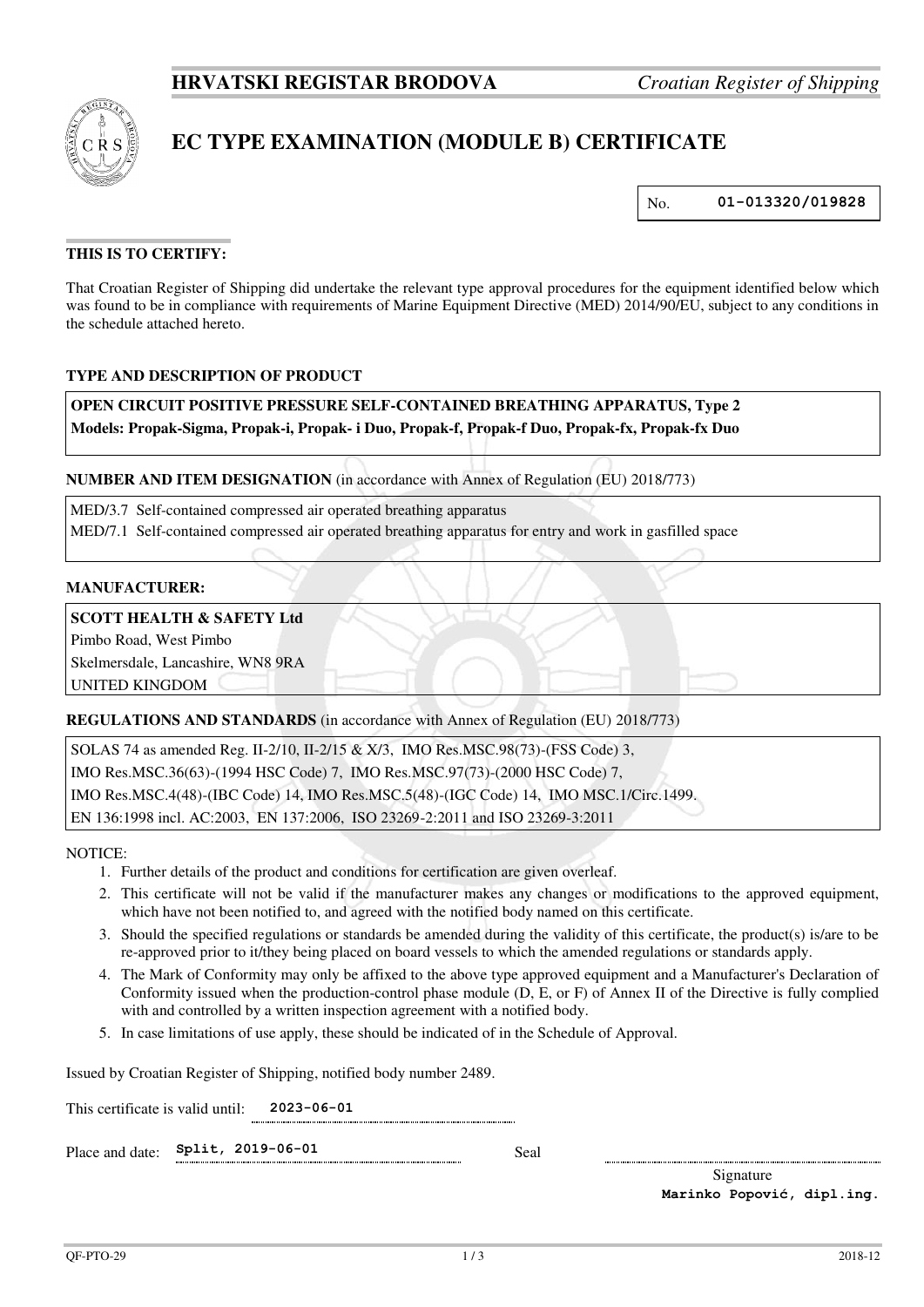**HRVATSKI REGISTAR BRODOVA** *Croatian Register of Shipping*

# EC TYPE EXAMINATION (MODULE B) CERTIFICATE

No. **01-013320/019828**

### THIS IS TO CERTIFY:

That Croatian Register of Shipping did undertake the relevant type approval procedures for the equipment identified below which was found to be in compliance with requirements of Marine Equipment Directive (MED) 2014/90/EU, subject to any conditions in the schedule attached hereto.

### TYPE AND DESCRIPTION OF PRODUCT

**OPEN CIRCUIT POSITIVE PRESSURE SELF-CONTAINED BREATHING APPARATUS, Type 2**
**Models: Propak-Sigma, Propak-i, Propak- i Duo, Propak-f, Propak-f Duo, Propak-fx, Propak-fx Duo**

### NUMBER AND ITEM DESIGNATION (in accordance with Annex of Regulation (EU) 2018/773)

MED/3.7 Self-contained compressed air operated breathing apparatus
MED/7.1 Self-contained compressed air operated breathing apparatus for entry and work in gasfilled space

### MANUFACTURER:

**SCOTT HEALTH & SAFETY Ltd**
Pimbo Road, West Pimbo
Skelmersdale, Lancashire, WN8 9RA
UNITED KINGDOM

### REGULATIONS AND STANDARDS (in accordance with Annex of Regulation (EU) 2018/773)

SOLAS 74 as amended Reg. II-2/10, II-2/15 & X/3, IMO Res.MSC.98(73)-(FSS Code) 3,
IMO Res.MSC.36(63)-(1994 HSC Code) 7, IMO Res.MSC.97(73)-(2000 HSC Code) 7,
IMO Res.MSC.4(48)-(IBC Code) 14, IMO Res.MSC.5(48)-(IGC Code) 14, IMO MSC.1/Circ.1499.
EN 136:1998 incl. AC:2003, EN 137:2006, ISO 23269-2:2011 and ISO 23269-3:2011

NOTICE:

1. Further details of the product and conditions for certification are given overleaf.
2. This certificate will not be valid if the manufacturer makes any changes or modifications to the approved equipment, which have not been notified to, and agreed with the notified body named on this certificate.
3. Should the specified regulations or standards be amended during the validity of this certificate, the product(s) is/are to be re-approved prior to it/they being placed on board vessels to which the amended regulations or standards apply.
4. The Mark of Conformity may only be affixed to the above type approved equipment and a Manufacturer's Declaration of Conformity issued when the production-control phase module (D, E, or F) of Annex II of the Directive is fully complied with and controlled by a written inspection agreement with a notified body.
5. In case limitations of use apply, these should be indicated of in the Schedule of Approval.

Issued by Croatian Register of Shipping, notified body number 2489.

This certificate is valid until: **2023-06-01**

Place and date: **Split, 2019-06-01**

Seal

Signature
**Marinko Popović, dipl.ing.**

QF-PTO-29 2018-12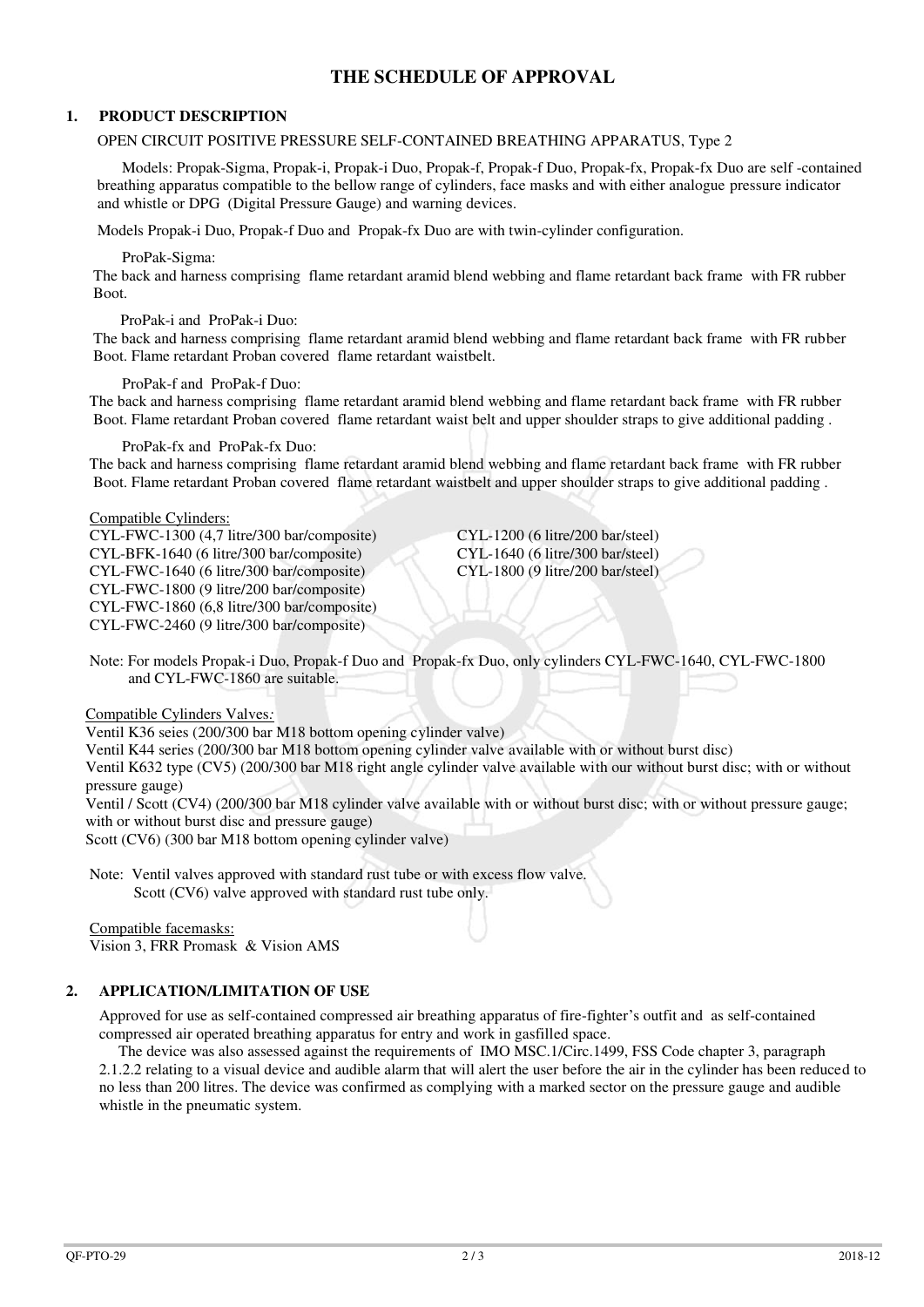# THE SCHEDULE OF APPROVAL

## 1. PRODUCT DESCRIPTION

OPEN CIRCUIT POSITIVE PRESSURE SELF-CONTAINED BREATHING APPARATUS, Type 2

Models: Propak-Sigma, Propak-i, Propak-i Duo, Propak-f, Propak-f Duo, Propak-fx, Propak-fx Duo are self -contained breathing apparatus compatible to the bellow range of cylinders, face masks and with either analogue pressure indicator and whistle or DPG (Digital Pressure Gauge) and warning devices.

Models Propak-i Duo, Propak-f Duo and Propak-fx Duo are with twin-cylinder configuration.

ProPak-Sigma:
The back and harness comprising flame retardant aramid blend webbing and flame retardant back frame with FR rubber Boot.

ProPak-i and ProPak-i Duo:
The back and harness comprising flame retardant aramid blend webbing and flame retardant back frame with FR rubber Boot. Flame retardant Proban covered flame retardant waistbelt.

ProPak-f and ProPak-f Duo:
The back and harness comprising flame retardant aramid blend webbing and flame retardant back frame with FR rubber Boot. Flame retardant Proban covered flame retardant waist belt and upper shoulder straps to give additional padding .

ProPak-fx and ProPak-fx Duo:
The back and harness comprising flame retardant aramid blend webbing and flame retardant back frame with FR rubber Boot. Flame retardant Proban covered flame retardant waistbelt and upper shoulder straps to give additional padding .

Compatible Cylinders:

CYL-FWC-1300 (4,7 litre/300 bar/composite)
CYL-BFK-1640 (6 litre/300 bar/composite)
CYL-FWC-1640 (6 litre/300 bar/composite)
CYL-FWC-1800 (9 litre/200 bar/composite)
CYL-FWC-1860 (6,8 litre/300 bar/composite)
CYL-FWC-2460 (9 litre/300 bar/composite)
CYL-1200 (6 litre/200 bar/steel)
CYL-1640 (6 litre/300 bar/steel)
CYL-1800 (9 litre/200 bar/steel)

Note: For models Propak-i Duo, Propak-f Duo and Propak-fx Duo, only cylinders CYL-FWC-1640, CYL-FWC-1800 and CYL-FWC-1860 are suitable.

Compatible Cylinders Valves*:*

Ventil K36 seies (200/300 bar M18 bottom opening cylinder valve)
Ventil K44 series (200/300 bar M18 bottom opening cylinder valve available with or without burst disc)
Ventil K632 type (CV5) (200/300 bar M18 right angle cylinder valve available with our without burst disc; with or without pressure gauge)
Ventil / Scott (CV4) (200/300 bar M18 cylinder valve available with or without burst disc; with or without pressure gauge; with or without burst disc and pressure gauge)
Scott (CV6) (300 bar M18 bottom opening cylinder valve)

Note: Ventil valves approved with standard rust tube or with excess flow valve.
Scott (CV6) valve approved with standard rust tube only.

Compatible facemasks:
Vision 3, FRR Promask & Vision AMS

## 2. APPLICATION/LIMITATION OF USE

Approved for use as self-contained compressed air breathing apparatus of fire-fighter's outfit and as self-contained compressed air operated breathing apparatus for entry and work in gasfilled space.

The device was also assessed against the requirements of IMO MSC.1/Circ.1499, FSS Code chapter 3, paragraph 2.1.2.2 relating to a visual device and audible alarm that will alert the user before the air in the cylinder has been reduced to no less than 200 litres. The device was confirmed as complying with a marked sector on the pressure gauge and audible whistle in the pneumatic system.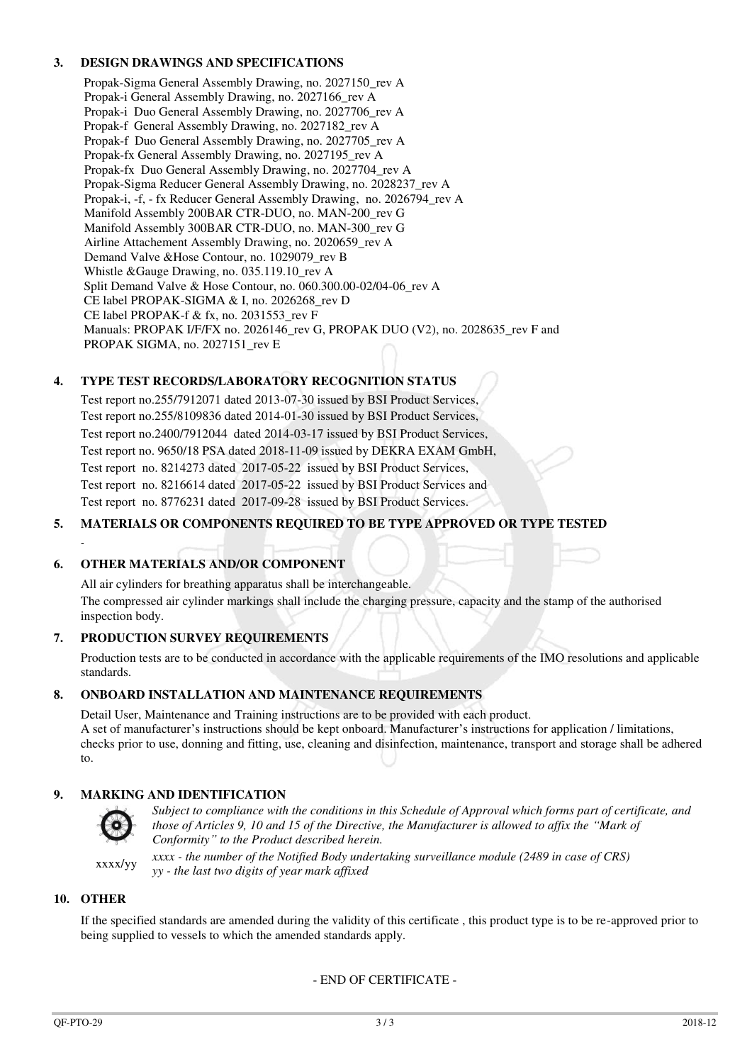## 3. DESIGN DRAWINGS AND SPECIFICATIONS

Propak-Sigma General Assembly Drawing, no. 2027150_rev A
Propak-i General Assembly Drawing, no. 2027166_rev A
Propak-i Duo General Assembly Drawing, no. 2027706_rev A
Propak-f General Assembly Drawing, no. 2027182_rev A
Propak-f Duo General Assembly Drawing, no. 2027705_rev A
Propak-fx General Assembly Drawing, no. 2027195_rev A
Propak-fx Duo General Assembly Drawing, no. 2027704_rev A
Propak-Sigma Reducer General Assembly Drawing, no. 2028237_rev A
Propak-i, -f, - fx Reducer General Assembly Drawing, no. 2026794_rev A
Manifold Assembly 200BAR CTR-DUO, no. MAN-200_rev G
Manifold Assembly 300BAR CTR-DUO, no. MAN-300_rev G
Airline Attachement Assembly Drawing, no. 2020659_rev A
Demand Valve &Hose Contour, no. 1029079_rev B
Whistle &Gauge Drawing, no. 035.119.10_rev A
Split Demand Valve & Hose Contour, no. 060.300.00-02/04-06_rev A
CE label PROPAK-SIGMA & I, no. 2026268_rev D
CE label PROPAK-f & fx, no. 2031553_rev F
Manuals: PROPAK I/F/FX no. 2026146_rev G, PROPAK DUO (V2), no. 2028635_rev F and PROPAK SIGMA, no. 2027151_rev E

## 4. TYPE TEST RECORDS/LABORATORY RECOGNITION STATUS

Test report no.255/7912071 dated 2013-07-30 issued by BSI Product Services,
Test report no.255/8109836 dated 2014-01-30 issued by BSI Product Services,
Test report no.2400/7912044 dated 2014-03-17 issued by BSI Product Services,
Test report no. 9650/18 PSA dated 2018-11-09 issued by DEKRA EXAM GmbH,
Test report no. 8214273 dated 2017-05-22 issued by BSI Product Services,
Test report no. 8216614 dated 2017-05-22 issued by BSI Product Services and
Test report no. 8776231 dated 2017-09-28 issued by BSI Product Services.

## 5. MATERIALS OR COMPONENTS REQUIRED TO BE TYPE APPROVED OR TYPE TESTED

-

## 6. OTHER MATERIALS AND/OR COMPONENT

All air cylinders for breathing apparatus shall be interchangeable.
The compressed air cylinder markings shall include the charging pressure, capacity and the stamp of the authorised inspection body.

## 7. PRODUCTION SURVEY REQUIREMENTS

Production tests are to be conducted in accordance with the applicable requirements of the IMO resolutions and applicable standards.

## 8. ONBOARD INSTALLATION AND MAINTENANCE REQUIREMENTS

Detail User, Maintenance and Training instructions are to be provided with each product.
A set of manufacturer's instructions should be kept onboard. Manufacturer's instructions for application / limitations, checks prior to use, donning and fitting, use, cleaning and disinfection, maintenance, transport and storage shall be adhered to.

## 9. MARKING AND IDENTIFICATION

*Subject to compliance with the conditions in this Schedule of Approval which forms part of certificate, and those of Articles 9, 10 and 15 of the Directive, the Manufacturer is allowed to affix the "Mark of Conformity" to the Product described herein.*

xxxx/yy

*xxxx - the number of the Notified Body undertaking surveillance module (2489 in case of CRS)*
*yy - the last two digits of year mark affixed*

## 10. OTHER

If the specified standards are amended during the validity of this certificate , this product type is to be re-approved prior to being supplied to vessels to which the amended standards apply.

- END OF CERTIFICATE -